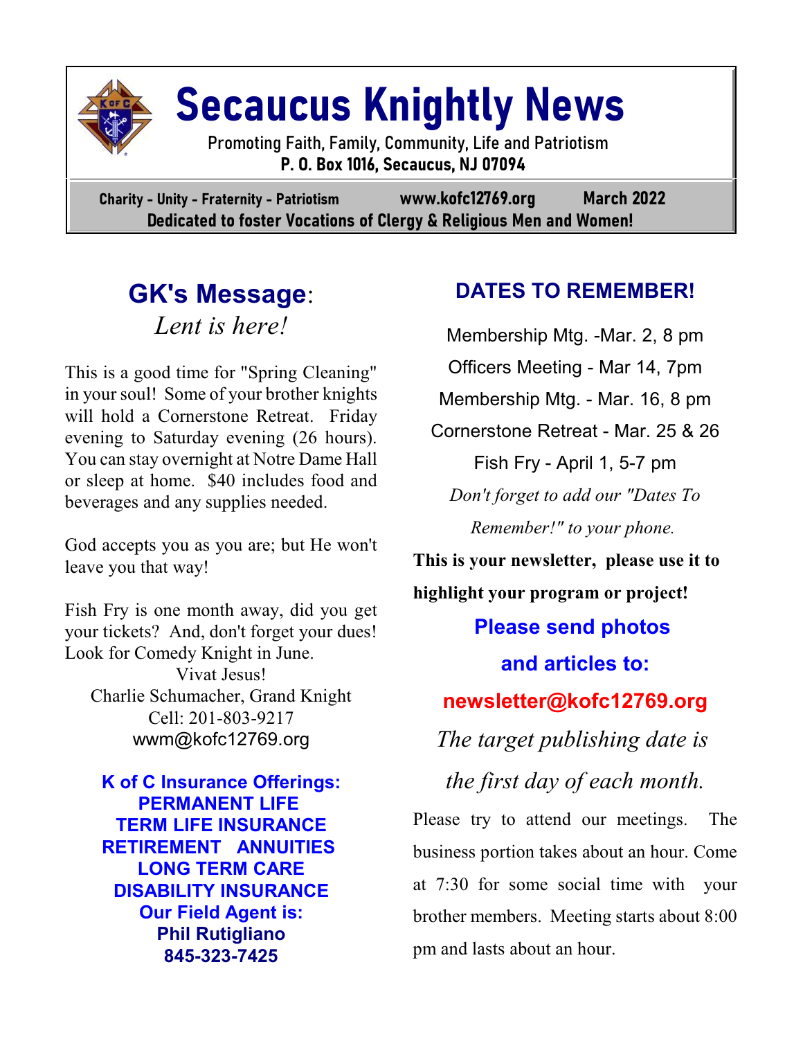# Secaucus Knightly News

Promoting Faith, Family, Community, Life and Patriotism

**P. O. Box 1016, Secaucus, NJ 07094**

**Charity - Unity - Fraternity - Patriotism** **www.kofc12769.org** **March 2022**

**Dedicated to foster Vocations of Clergy & Religious Men and Women!**

## GK's Message:

*Lent is here!*

This is a good time for "Spring Cleaning" in your soul! Some of your brother knights will hold a Cornerstone Retreat. Friday evening to Saturday evening (26 hours). You can stay overnight at Notre Dame Hall or sleep at home. $40 includes food and beverages and any supplies needed.

God accepts you as you are; but He won't leave you that way!

Fish Fry is one month away, did you get your tickets? And, don't forget your dues! Look for Comedy Knight in June.

Vivat Jesus!
Charlie Schumacher, Grand Knight
Cell: 201-803-9217
wwm@kofc12769.org

**K of C Insurance Offerings:**
**PERMANENT LIFE**
**TERM LIFE INSURANCE**
**RETIREMENT ANNUITIES**
**LONG TERM CARE**
**DISABILITY INSURANCE**
**Our Field Agent is:**
**Phil Rutigliano**
**845-323-7425**

## DATES TO REMEMBER!

Membership Mtg. -Mar. 2, 8 pm

Officers Meeting - Mar 14, 7pm

Membership Mtg. - Mar. 16, 8 pm

Cornerstone Retreat - Mar. 25 & 26

Fish Fry - April 1, 5-7 pm

*Don't forget to add our "Dates To Remember!" to your phone.*

**This is your newsletter, please use it to highlight your program or project!**

**Please send photos and articles to:**

**newsletter@kofc12769.org**

*The target publishing date is the first day of each month.*

Please try to attend our meetings. The business portion takes about an hour. Come at 7:30 for some social time with your brother members. Meeting starts about 8:00 pm and lasts about an hour.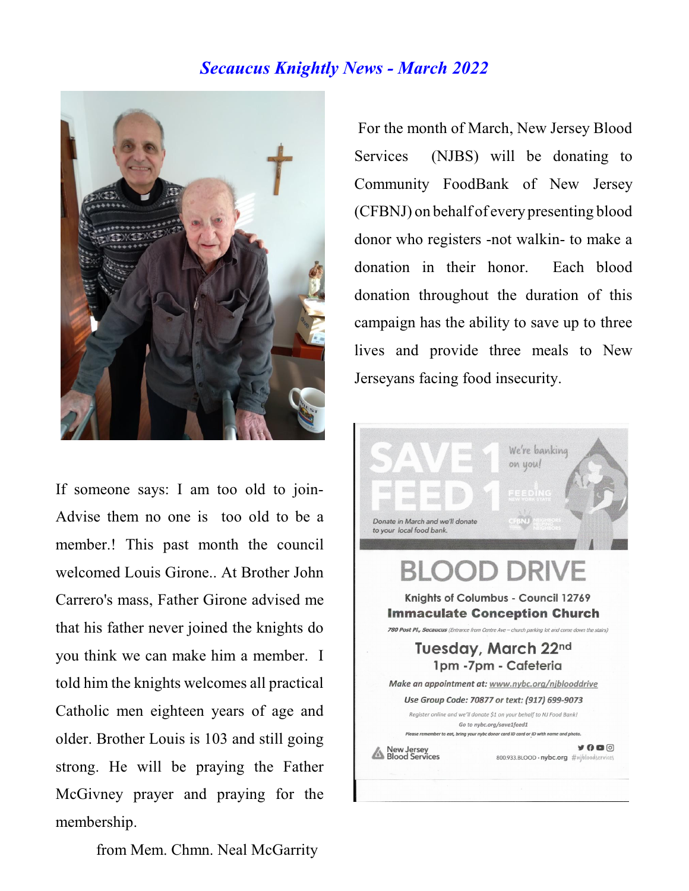# *Secaucus Knightly News - March 2022*

For the month of March, New Jersey Blood Services (NJBS) will be donating to Community FoodBank of New Jersey (CFBNJ) on behalf of every presenting blood donor who registers -not walkin- to make a donation in their honor. Each blood donation throughout the duration of this campaign has the ability to save up to three lives and provide three meals to New Jerseyans facing food insecurity.

If someone says: I am too old to join- Advise them no one is too old to be a member.! This past month the council welcomed Louis Girone.. At Brother John Carrero's mass, Father Girone advised me that his father never joined the knights do you think we can make him a member. I told him the knights welcomes all practical Catholic men eighteen years of age and older. Brother Louis is 103 and still going strong. He will be praying the Father McGivney prayer and praying for the membership.

from Mem. Chmn. Neal McGarrity

**SAVE 1 FEED 1**

*We're banking on you!*

Donate in March and we'll donate to your local food bank.

## BLOOD DRIVE

Knights of Columbus - Council 12769

**Immaculate Conception Church**

*780 Post Pl., Secaucus (Entrance from Centre Ave – church parking lot and come down the stairs)*

**Tuesday, March 22nd**

**1pm -7pm - Cafeteria**

*Make an appointment at: www.nybc.org/njblooddrive*

*Use Group Code: 70877 or text: (917) 699-9073*

*Register online and we'll donate $1 on your behalf to NJ Food Bank!*

*Go to nybc.org/save1feed1*

*Please remember to eat, bring your nybc donor card ID card or ID with name and photo.*

New Jersey Blood Services

800.933.BLOOD • nybc.org #njbloodservices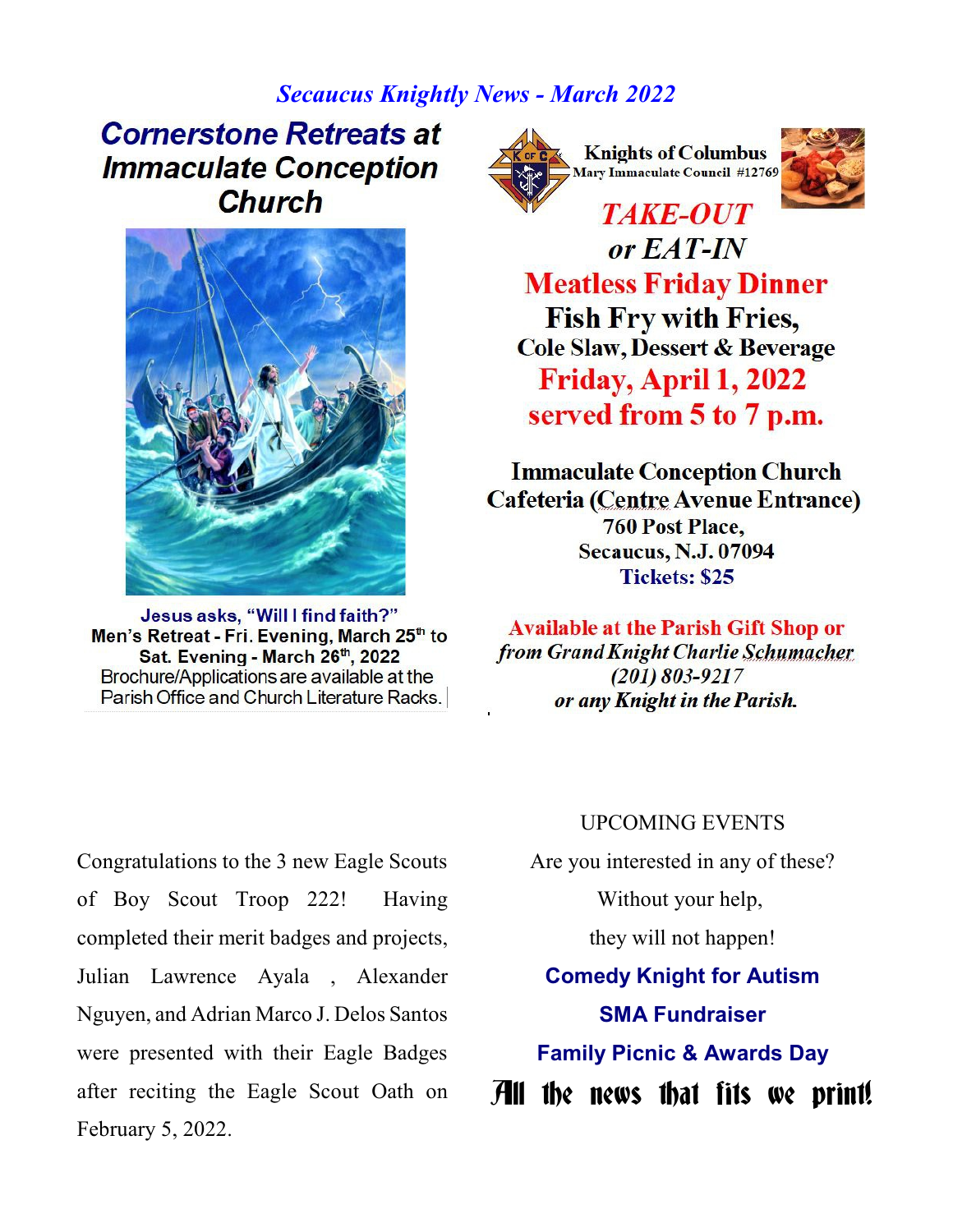*Secaucus Knightly News - March 2022*

## Cornerstone Retreats at Immaculate Conception Church

**Jesus asks, "Will I find faith?"**

**Men's Retreat - Fri. Evening, March 25th to Sat. Evening - March 26th, 2022**

Brochure/Applications are available at the Parish Office and Church Literature Racks.

**Knights of Columbus**
**Mary Immaculate Council #12769**

## *TAKE-OUT or EAT-IN*

## Meatless Friday Dinner

**Fish Fry with Fries,**
**Cole Slaw, Dessert & Beverage**

**Friday, April 1, 2022**
**served from 5 to 7 p.m.**

**Immaculate Conception Church**
**Cafeteria (Centre Avenue Entrance)**
**760 Post Place,**
**Secaucus, N.J. 07094**
**Tickets: $25**

**Available at the Parish Gift Shop or**
***from Grand Knight Charlie Schumacher***
***(201) 803-9217***
***or any Knight in the Parish.***

Congratulations to the 3 new Eagle Scouts of Boy Scout Troop 222! Having completed their merit badges and projects, Julian Lawrence Ayala , Alexander Nguyen, and Adrian Marco J. Delos Santos were presented with their Eagle Badges after reciting the Eagle Scout Oath on February 5, 2022.

UPCOMING EVENTS

Are you interested in any of these?

Without your help,

they will not happen!

**Comedy Knight for Autism**

**SMA Fundraiser**

**Family Picnic & Awards Day**

**All the news that fits we print!**